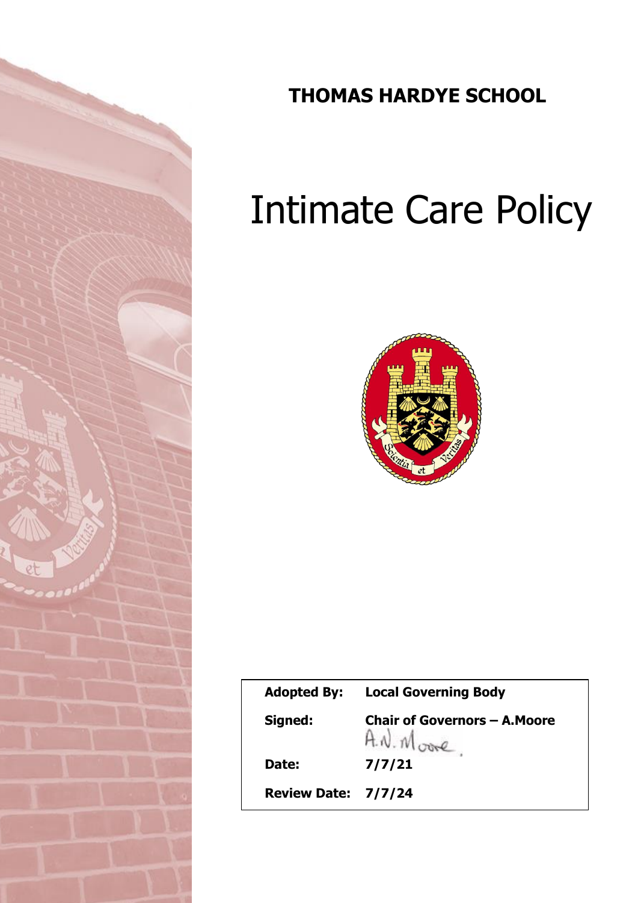**THOMAS HARDYE SCHOOL**

# Intimate Care Policy

| | |
|---|---|
| **Adopted By:** | **Local Governing Body** |
| **Signed:** | **Chair of Governors – A.Moore** |
| **Date:** | **7/7/21** |
| **Review Date:** | **7/7/24** |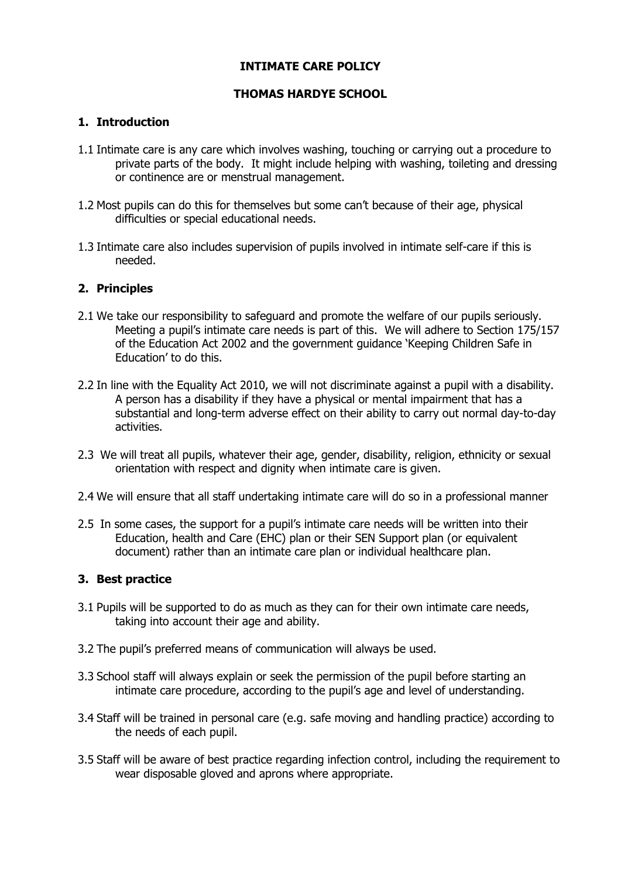**INTIMATE CARE POLICY**

**THOMAS HARDYE SCHOOL**

## 1. Introduction

1.1 Intimate care is any care which involves washing, touching or carrying out a procedure to private parts of the body. It might include helping with washing, toileting and dressing or continence are or menstrual management.

1.2 Most pupils can do this for themselves but some can't because of their age, physical difficulties or special educational needs.

1.3 Intimate care also includes supervision of pupils involved in intimate self-care if this is needed.

## 2. Principles

2.1 We take our responsibility to safeguard and promote the welfare of our pupils seriously. Meeting a pupil's intimate care needs is part of this. We will adhere to Section 175/157 of the Education Act 2002 and the government guidance 'Keeping Children Safe in Education' to do this.

2.2 In line with the Equality Act 2010, we will not discriminate against a pupil with a disability. A person has a disability if they have a physical or mental impairment that has a substantial and long-term adverse effect on their ability to carry out normal day-to-day activities.

2.3 We will treat all pupils, whatever their age, gender, disability, religion, ethnicity or sexual orientation with respect and dignity when intimate care is given.

2.4 We will ensure that all staff undertaking intimate care will do so in a professional manner

2.5 In some cases, the support for a pupil's intimate care needs will be written into their Education, health and Care (EHC) plan or their SEN Support plan (or equivalent document) rather than an intimate care plan or individual healthcare plan.

## 3. Best practice

3.1 Pupils will be supported to do as much as they can for their own intimate care needs, taking into account their age and ability.

3.2 The pupil's preferred means of communication will always be used.

3.3 School staff will always explain or seek the permission of the pupil before starting an intimate care procedure, according to the pupil's age and level of understanding.

3.4 Staff will be trained in personal care (e.g. safe moving and handling practice) according to the needs of each pupil.

3.5 Staff will be aware of best practice regarding infection control, including the requirement to wear disposable gloved and aprons where appropriate.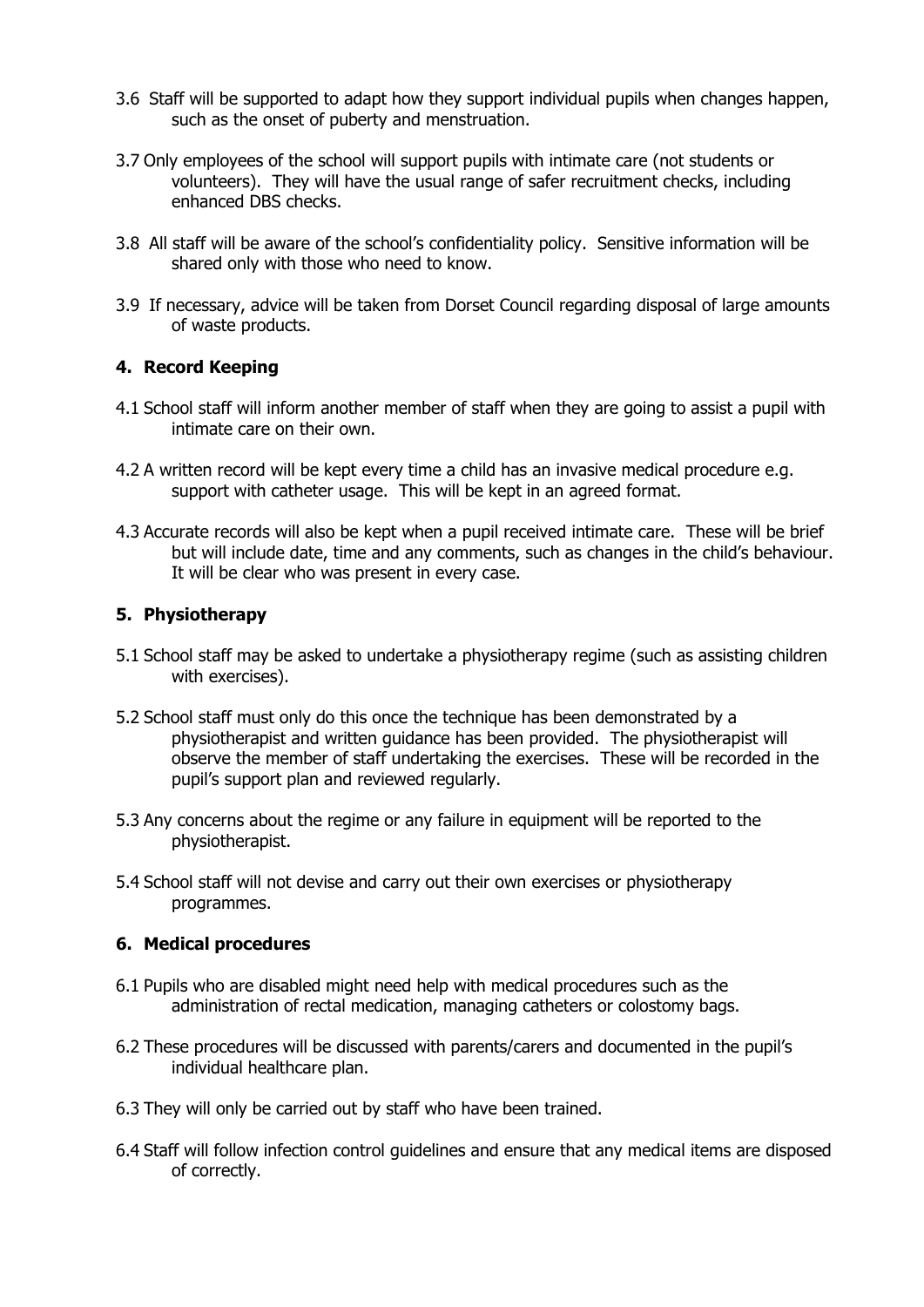3.6 Staff will be supported to adapt how they support individual pupils when changes happen, such as the onset of puberty and menstruation.

3.7 Only employees of the school will support pupils with intimate care (not students or volunteers). They will have the usual range of safer recruitment checks, including enhanced DBS checks.

3.8 All staff will be aware of the school's confidentiality policy. Sensitive information will be shared only with those who need to know.

3.9 If necessary, advice will be taken from Dorset Council regarding disposal of large amounts of waste products.

## 4. Record Keeping

4.1 School staff will inform another member of staff when they are going to assist a pupil with intimate care on their own.

4.2 A written record will be kept every time a child has an invasive medical procedure e.g. support with catheter usage. This will be kept in an agreed format.

4.3 Accurate records will also be kept when a pupil received intimate care. These will be brief but will include date, time and any comments, such as changes in the child's behaviour. It will be clear who was present in every case.

## 5. Physiotherapy

5.1 School staff may be asked to undertake a physiotherapy regime (such as assisting children with exercises).

5.2 School staff must only do this once the technique has been demonstrated by a physiotherapist and written guidance has been provided. The physiotherapist will observe the member of staff undertaking the exercises. These will be recorded in the pupil's support plan and reviewed regularly.

5.3 Any concerns about the regime or any failure in equipment will be reported to the physiotherapist.

5.4 School staff will not devise and carry out their own exercises or physiotherapy programmes.

## 6. Medical procedures

6.1 Pupils who are disabled might need help with medical procedures such as the administration of rectal medication, managing catheters or colostomy bags.

6.2 These procedures will be discussed with parents/carers and documented in the pupil's individual healthcare plan.

6.3 They will only be carried out by staff who have been trained.

6.4 Staff will follow infection control guidelines and ensure that any medical items are disposed of correctly.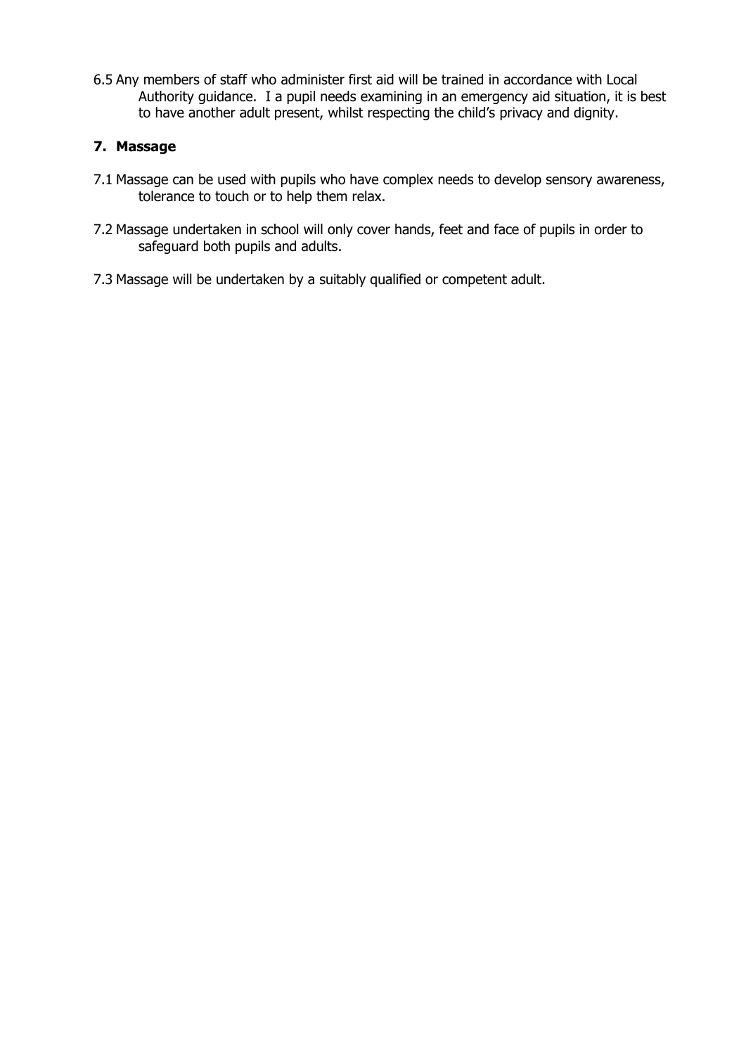6.5 Any members of staff who administer first aid will be trained in accordance with Local Authority guidance. I a pupil needs examining in an emergency aid situation, it is best to have another adult present, whilst respecting the child's privacy and dignity.

## 7. Massage

7.1 Massage can be used with pupils who have complex needs to develop sensory awareness, tolerance to touch or to help them relax.

7.2 Massage undertaken in school will only cover hands, feet and face of pupils in order to safeguard both pupils and adults.

7.3 Massage will be undertaken by a suitably qualified or competent adult.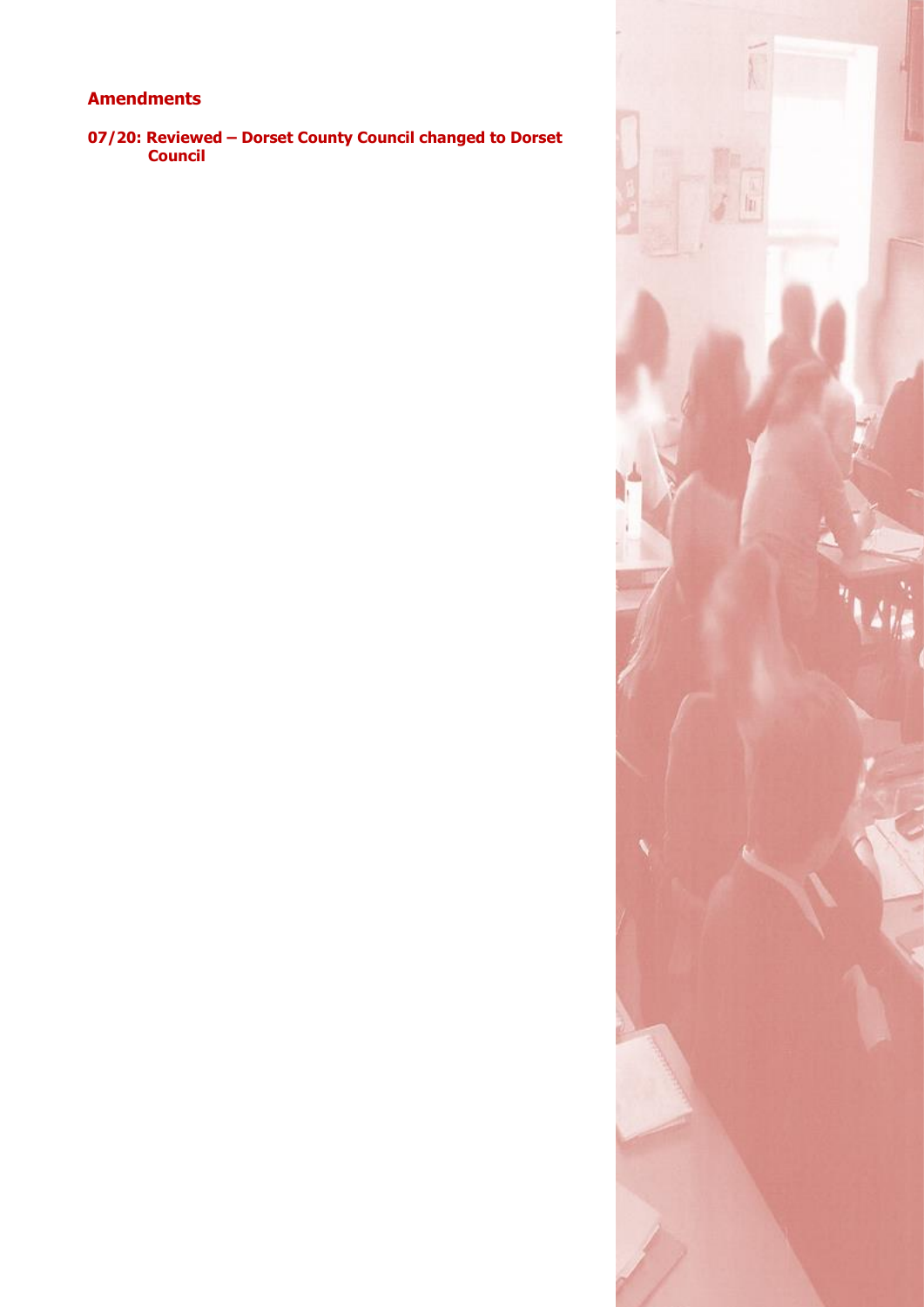## Amendments

**07/20: Reviewed – Dorset County Council changed to Dorset Council**